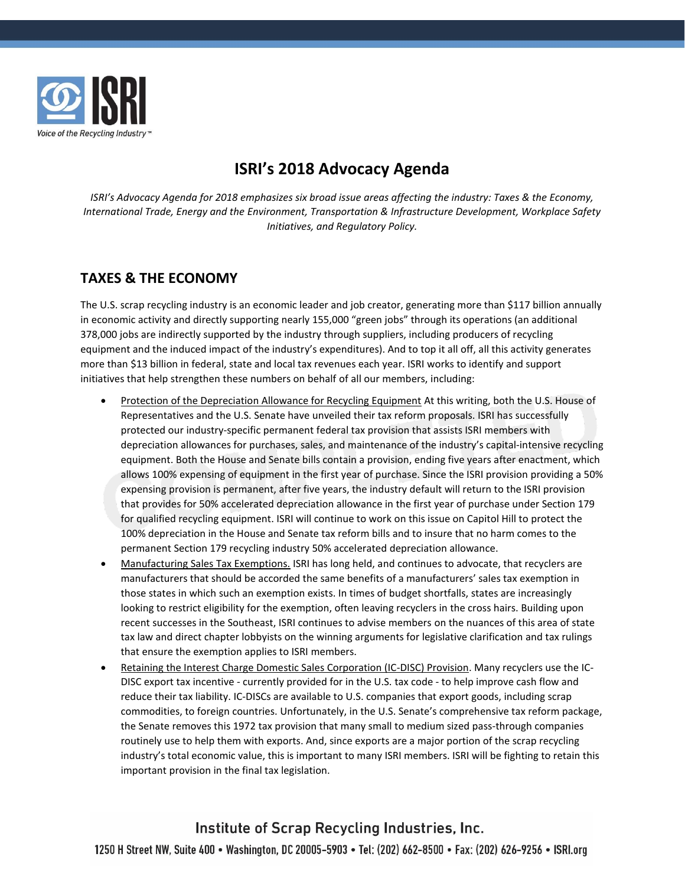ISRI

Voice of the Recycling Industry™

# ISRI's 2018 Advocacy Agenda

*ISRI's Advocacy Agenda for 2018 emphasizes six broad issue areas affecting the industry: Taxes & the Economy, International Trade, Energy and the Environment, Transportation & Infrastructure Development, Workplace Safety Initiatives, and Regulatory Policy.*

## TAXES & THE ECONOMY

The U.S. scrap recycling industry is an economic leader and job creator, generating more than $117 billion annually in economic activity and directly supporting nearly 155,000 "green jobs" through its operations (an additional 378,000 jobs are indirectly supported by the industry through suppliers, including producers of recycling equipment and the induced impact of the industry's expenditures). And to top it all off, all this activity generates more than $13 billion in federal, state and local tax revenues each year. ISRI works to identify and support initiatives that help strengthen these numbers on behalf of all our members, including:

- Protection of the Depreciation Allowance for Recycling Equipment At this writing, both the U.S. House of Representatives and the U.S. Senate have unveiled their tax reform proposals. ISRI has successfully protected our industry-specific permanent federal tax provision that assists ISRI members with depreciation allowances for purchases, sales, and maintenance of the industry's capital-intensive recycling equipment. Both the House and Senate bills contain a provision, ending five years after enactment, which allows 100% expensing of equipment in the first year of purchase. Since the ISRI provision providing a 50% expensing provision is permanent, after five years, the industry default will return to the ISRI provision that provides for 50% accelerated depreciation allowance in the first year of purchase under Section 179 for qualified recycling equipment. ISRI will continue to work on this issue on Capitol Hill to protect the 100% depreciation in the House and Senate tax reform bills and to insure that no harm comes to the permanent Section 179 recycling industry 50% accelerated depreciation allowance.
- Manufacturing Sales Tax Exemptions. ISRI has long held, and continues to advocate, that recyclers are manufacturers that should be accorded the same benefits of a manufacturers' sales tax exemption in those states in which such an exemption exists. In times of budget shortfalls, states are increasingly looking to restrict eligibility for the exemption, often leaving recyclers in the cross hairs. Building upon recent successes in the Southeast, ISRI continues to advise members on the nuances of this area of state tax law and direct chapter lobbyists on the winning arguments for legislative clarification and tax rulings that ensure the exemption applies to ISRI members.
- Retaining the Interest Charge Domestic Sales Corporation (IC-DISC) Provision. Many recyclers use the IC-DISC export tax incentive - currently provided for in the U.S. tax code - to help improve cash flow and reduce their tax liability. IC-DISCs are available to U.S. companies that export goods, including scrap commodities, to foreign countries. Unfortunately, in the U.S. Senate's comprehensive tax reform package, the Senate removes this 1972 tax provision that many small to medium sized pass-through companies routinely use to help them with exports. And, since exports are a major portion of the scrap recycling industry's total economic value, this is important to many ISRI members. ISRI will be fighting to retain this important provision in the final tax legislation.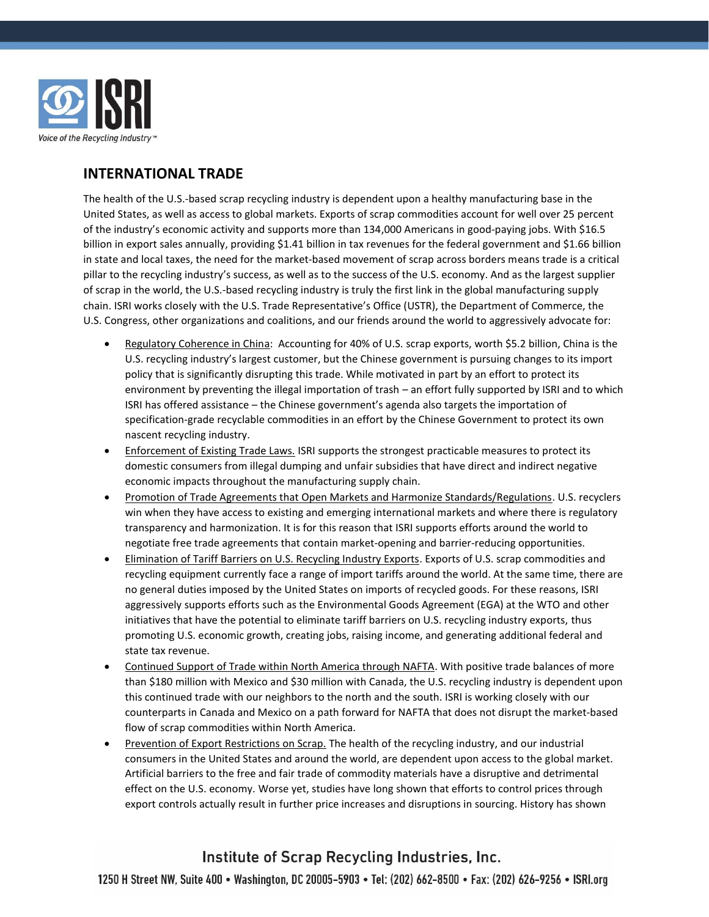## INTERNATIONAL TRADE

The health of the U.S.-based scrap recycling industry is dependent upon a healthy manufacturing base in the United States, as well as access to global markets. Exports of scrap commodities account for well over 25 percent of the industry's economic activity and supports more than 134,000 Americans in good-paying jobs. With $16.5 billion in export sales annually, providing $1.41 billion in tax revenues for the federal government and $1.66 billion in state and local taxes, the need for the market-based movement of scrap across borders means trade is a critical pillar to the recycling industry's success, as well as to the success of the U.S. economy. And as the largest supplier of scrap in the world, the U.S.-based recycling industry is truly the first link in the global manufacturing supply chain. ISRI works closely with the U.S. Trade Representative's Office (USTR), the Department of Commerce, the U.S. Congress, other organizations and coalitions, and our friends around the world to aggressively advocate for:

- Regulatory Coherence in China: Accounting for 40% of U.S. scrap exports, worth $5.2 billion, China is the U.S. recycling industry's largest customer, but the Chinese government is pursuing changes to its import policy that is significantly disrupting this trade. While motivated in part by an effort to protect its environment by preventing the illegal importation of trash – an effort fully supported by ISRI and to which ISRI has offered assistance – the Chinese government's agenda also targets the importation of specification-grade recyclable commodities in an effort by the Chinese Government to protect its own nascent recycling industry.
- Enforcement of Existing Trade Laws. ISRI supports the strongest practicable measures to protect its domestic consumers from illegal dumping and unfair subsidies that have direct and indirect negative economic impacts throughout the manufacturing supply chain.
- Promotion of Trade Agreements that Open Markets and Harmonize Standards/Regulations. U.S. recyclers win when they have access to existing and emerging international markets and where there is regulatory transparency and harmonization. It is for this reason that ISRI supports efforts around the world to negotiate free trade agreements that contain market-opening and barrier-reducing opportunities.
- Elimination of Tariff Barriers on U.S. Recycling Industry Exports. Exports of U.S. scrap commodities and recycling equipment currently face a range of import tariffs around the world. At the same time, there are no general duties imposed by the United States on imports of recycled goods. For these reasons, ISRI aggressively supports efforts such as the Environmental Goods Agreement (EGA) at the WTO and other initiatives that have the potential to eliminate tariff barriers on U.S. recycling industry exports, thus promoting U.S. economic growth, creating jobs, raising income, and generating additional federal and state tax revenue.
- Continued Support of Trade within North America through NAFTA. With positive trade balances of more than $180 million with Mexico and $30 million with Canada, the U.S. recycling industry is dependent upon this continued trade with our neighbors to the north and the south. ISRI is working closely with our counterparts in Canada and Mexico on a path forward for NAFTA that does not disrupt the market-based flow of scrap commodities within North America.
- Prevention of Export Restrictions on Scrap. The health of the recycling industry, and our industrial consumers in the United States and around the world, are dependent upon access to the global market. Artificial barriers to the free and fair trade of commodity materials have a disruptive and detrimental effect on the U.S. economy. Worse yet, studies have long shown that efforts to control prices through export controls actually result in further price increases and disruptions in sourcing. History has shown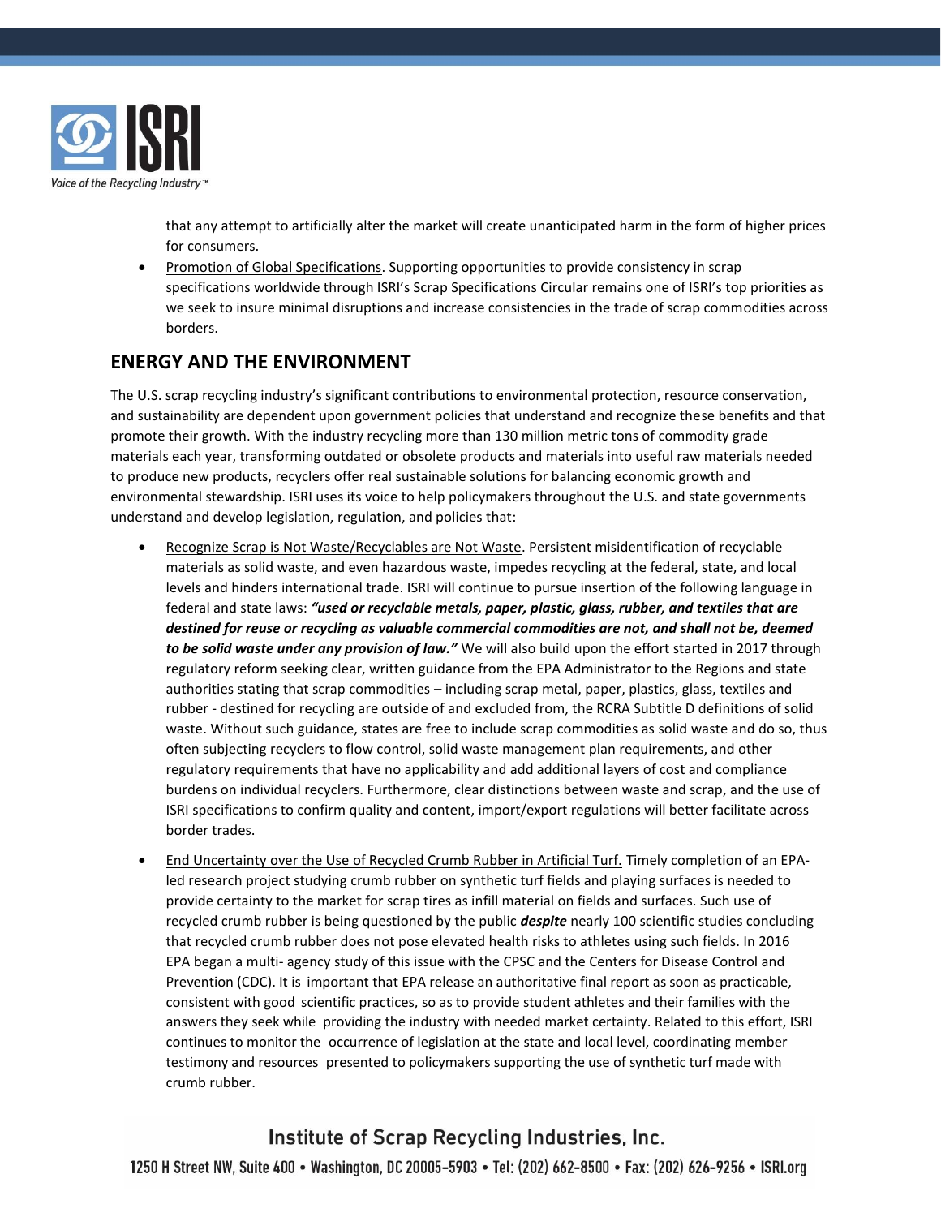that any attempt to artificially alter the market will create unanticipated harm in the form of higher prices for consumers.

- Promotion of Global Specifications. Supporting opportunities to provide consistency in scrap specifications worldwide through ISRI's Scrap Specifications Circular remains one of ISRI's top priorities as we seek to insure minimal disruptions and increase consistencies in the trade of scrap commodities across borders.

## ENERGY AND THE ENVIRONMENT

The U.S. scrap recycling industry's significant contributions to environmental protection, resource conservation, and sustainability are dependent upon government policies that understand and recognize these benefits and that promote their growth. With the industry recycling more than 130 million metric tons of commodity grade materials each year, transforming outdated or obsolete products and materials into useful raw materials needed to produce new products, recyclers offer real sustainable solutions for balancing economic growth and environmental stewardship. ISRI uses its voice to help policymakers throughout the U.S. and state governments understand and develop legislation, regulation, and policies that:

- Recognize Scrap is Not Waste/Recyclables are Not Waste. Persistent misidentification of recyclable materials as solid waste, and even hazardous waste, impedes recycling at the federal, state, and local levels and hinders international trade. ISRI will continue to pursue insertion of the following language in federal and state laws: ***"used or recyclable metals, paper, plastic, glass, rubber, and textiles that are destined for reuse or recycling as valuable commercial commodities are not, and shall not be, deemed to be solid waste under any provision of law."*** We will also build upon the effort started in 2017 through regulatory reform seeking clear, written guidance from the EPA Administrator to the Regions and state authorities stating that scrap commodities – including scrap metal, paper, plastics, glass, textiles and rubber - destined for recycling are outside of and excluded from, the RCRA Subtitle D definitions of solid waste. Without such guidance, states are free to include scrap commodities as solid waste and do so, thus often subjecting recyclers to flow control, solid waste management plan requirements, and other regulatory requirements that have no applicability and add additional layers of cost and compliance burdens on individual recyclers. Furthermore, clear distinctions between waste and scrap, and the use of ISRI specifications to confirm quality and content, import/export regulations will better facilitate across border trades.

- End Uncertainty over the Use of Recycled Crumb Rubber in Artificial Turf. Timely completion of an EPA-led research project studying crumb rubber on synthetic turf fields and playing surfaces is needed to provide certainty to the market for scrap tires as infill material on fields and surfaces. Such use of recycled crumb rubber is being questioned by the public ***despite*** nearly 100 scientific studies concluding that recycled crumb rubber does not pose elevated health risks to athletes using such fields. In 2016 EPA began a multi- agency study of this issue with the CPSC and the Centers for Disease Control and Prevention (CDC). It is important that EPA release an authoritative final report as soon as practicable, consistent with good scientific practices, so as to provide student athletes and their families with the answers they seek while providing the industry with needed market certainty. Related to this effort, ISRI continues to monitor the occurrence of legislation at the state and local level, coordinating member testimony and resources presented to policymakers supporting the use of synthetic turf made with crumb rubber.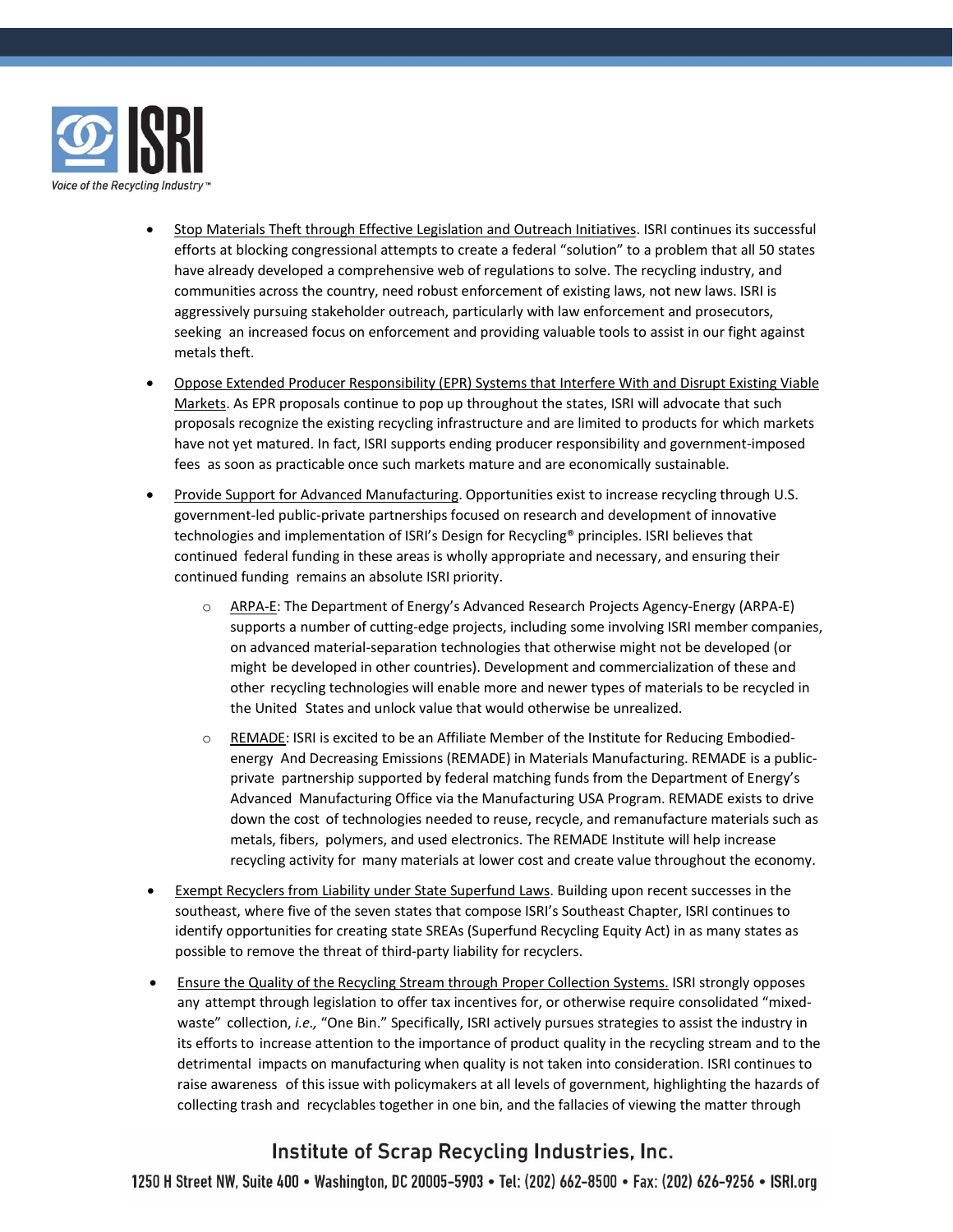- Stop Materials Theft through Effective Legislation and Outreach Initiatives. ISRI continues its successful efforts at blocking congressional attempts to create a federal "solution" to a problem that all 50 states have already developed a comprehensive web of regulations to solve. The recycling industry, and communities across the country, need robust enforcement of existing laws, not new laws. ISRI is aggressively pursuing stakeholder outreach, particularly with law enforcement and prosecutors, seeking an increased focus on enforcement and providing valuable tools to assist in our fight against metals theft.

- Oppose Extended Producer Responsibility (EPR) Systems that Interfere With and Disrupt Existing Viable Markets. As EPR proposals continue to pop up throughout the states, ISRI will advocate that such proposals recognize the existing recycling infrastructure and are limited to products for which markets have not yet matured. In fact, ISRI supports ending producer responsibility and government-imposed fees as soon as practicable once such markets mature and are economically sustainable.

- Provide Support for Advanced Manufacturing. Opportunities exist to increase recycling through U.S. government-led public-private partnerships focused on research and development of innovative technologies and implementation of ISRI's Design for Recycling® principles. ISRI believes that continued federal funding in these areas is wholly appropriate and necessary, and ensuring their continued funding remains an absolute ISRI priority.

  - ARPA-E: The Department of Energy's Advanced Research Projects Agency-Energy (ARPA-E) supports a number of cutting-edge projects, including some involving ISRI member companies, on advanced material-separation technologies that otherwise might not be developed (or might be developed in other countries). Development and commercialization of these and other recycling technologies will enable more and newer types of materials to be recycled in the United States and unlock value that would otherwise be unrealized.

  - REMADE: ISRI is excited to be an Affiliate Member of the Institute for Reducing Embodied-energy And Decreasing Emissions (REMADE) in Materials Manufacturing. REMADE is a public-private partnership supported by federal matching funds from the Department of Energy's Advanced Manufacturing Office via the Manufacturing USA Program. REMADE exists to drive down the cost of technologies needed to reuse, recycle, and remanufacture materials such as metals, fibers, polymers, and used electronics. The REMADE Institute will help increase recycling activity for many materials at lower cost and create value throughout the economy.

- Exempt Recyclers from Liability under State Superfund Laws. Building upon recent successes in the southeast, where five of the seven states that compose ISRI's Southeast Chapter, ISRI continues to identify opportunities for creating state SREAs (Superfund Recycling Equity Act) in as many states as possible to remove the threat of third-party liability for recyclers.

- Ensure the Quality of the Recycling Stream through Proper Collection Systems. ISRI strongly opposes any attempt through legislation to offer tax incentives for, or otherwise require consolidated "mixed-waste" collection, *i.e.,* "One Bin." Specifically, ISRI actively pursues strategies to assist the industry in its efforts to increase attention to the importance of product quality in the recycling stream and to the detrimental impacts on manufacturing when quality is not taken into consideration. ISRI continues to raise awareness of this issue with policymakers at all levels of government, highlighting the hazards of collecting trash and recyclables together in one bin, and the fallacies of viewing the matter through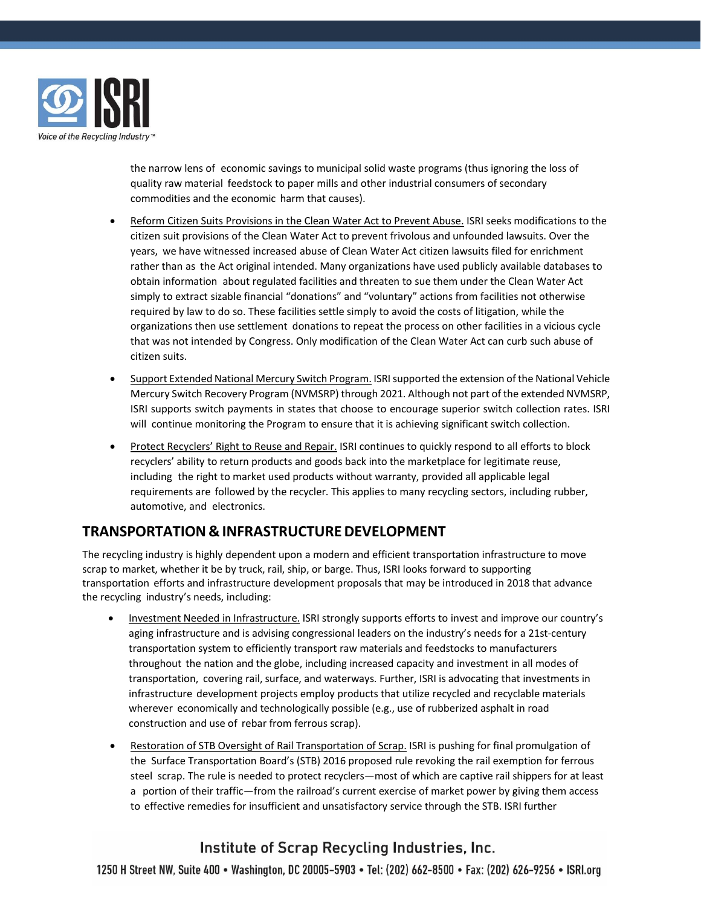the narrow lens of economic savings to municipal solid waste programs (thus ignoring the loss of quality raw material feedstock to paper mills and other industrial consumers of secondary commodities and the economic harm that causes).

- Reform Citizen Suits Provisions in the Clean Water Act to Prevent Abuse. ISRI seeks modifications to the citizen suit provisions of the Clean Water Act to prevent frivolous and unfounded lawsuits. Over the years, we have witnessed increased abuse of Clean Water Act citizen lawsuits filed for enrichment rather than as the Act original intended. Many organizations have used publicly available databases to obtain information about regulated facilities and threaten to sue them under the Clean Water Act simply to extract sizable financial "donations" and "voluntary" actions from facilities not otherwise required by law to do so. These facilities settle simply to avoid the costs of litigation, while the organizations then use settlement donations to repeat the process on other facilities in a vicious cycle that was not intended by Congress. Only modification of the Clean Water Act can curb such abuse of citizen suits.
- Support Extended National Mercury Switch Program. ISRI supported the extension of the National Vehicle Mercury Switch Recovery Program (NVMSRP) through 2021. Although not part of the extended NVMSRP, ISRI supports switch payments in states that choose to encourage superior switch collection rates. ISRI will continue monitoring the Program to ensure that it is achieving significant switch collection.
- Protect Recyclers' Right to Reuse and Repair. ISRI continues to quickly respond to all efforts to block recyclers' ability to return products and goods back into the marketplace for legitimate reuse, including the right to market used products without warranty, provided all applicable legal requirements are followed by the recycler. This applies to many recycling sectors, including rubber, automotive, and electronics.

## TRANSPORTATION & INFRASTRUCTURE DEVELOPMENT

The recycling industry is highly dependent upon a modern and efficient transportation infrastructure to move scrap to market, whether it be by truck, rail, ship, or barge. Thus, ISRI looks forward to supporting transportation efforts and infrastructure development proposals that may be introduced in 2018 that advance the recycling industry's needs, including:

- Investment Needed in Infrastructure. ISRI strongly supports efforts to invest and improve our country's aging infrastructure and is advising congressional leaders on the industry's needs for a 21st-century transportation system to efficiently transport raw materials and feedstocks to manufacturers throughout the nation and the globe, including increased capacity and investment in all modes of transportation, covering rail, surface, and waterways. Further, ISRI is advocating that investments in infrastructure development projects employ products that utilize recycled and recyclable materials wherever economically and technologically possible (e.g., use of rubberized asphalt in road construction and use of rebar from ferrous scrap).
- Restoration of STB Oversight of Rail Transportation of Scrap. ISRI is pushing for final promulgation of the Surface Transportation Board's (STB) 2016 proposed rule revoking the rail exemption for ferrous steel scrap. The rule is needed to protect recyclers—most of which are captive rail shippers for at least a portion of their traffic—from the railroad's current exercise of market power by giving them access to effective remedies for insufficient and unsatisfactory service through the STB. ISRI further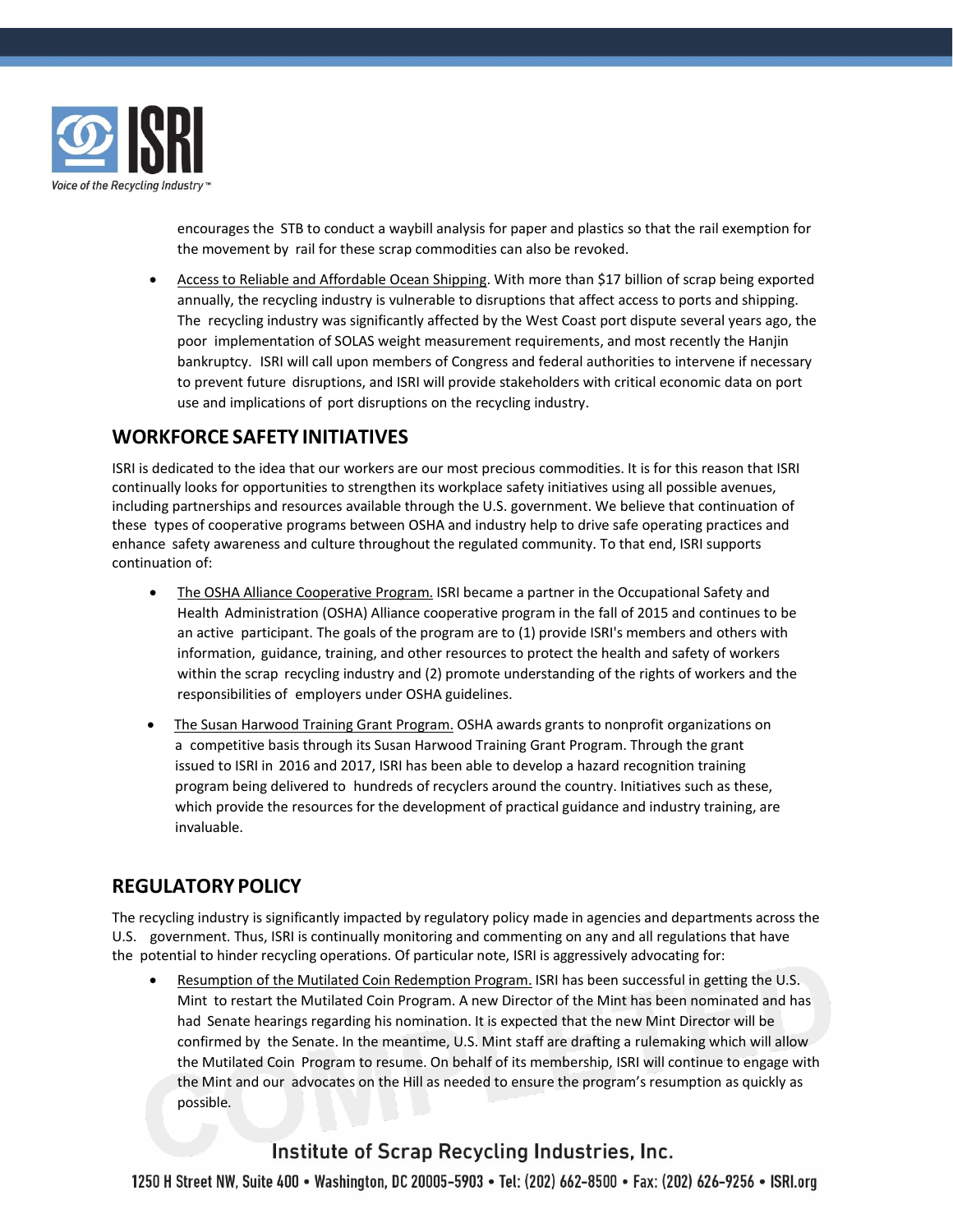encourages the STB to conduct a waybill analysis for paper and plastics so that the rail exemption for the movement by rail for these scrap commodities can also be revoked.

- Access to Reliable and Affordable Ocean Shipping. With more than $17 billion of scrap being exported annually, the recycling industry is vulnerable to disruptions that affect access to ports and shipping. The recycling industry was significantly affected by the West Coast port dispute several years ago, the poor implementation of SOLAS weight measurement requirements, and most recently the Hanjin bankruptcy. ISRI will call upon members of Congress and federal authorities to intervene if necessary to prevent future disruptions, and ISRI will provide stakeholders with critical economic data on port use and implications of port disruptions on the recycling industry.

## WORKFORCE SAFETY INITIATIVES

ISRI is dedicated to the idea that our workers are our most precious commodities. It is for this reason that ISRI continually looks for opportunities to strengthen its workplace safety initiatives using all possible avenues, including partnerships and resources available through the U.S. government. We believe that continuation of these types of cooperative programs between OSHA and industry help to drive safe operating practices and enhance safety awareness and culture throughout the regulated community. To that end, ISRI supports continuation of:

- The OSHA Alliance Cooperative Program. ISRI became a partner in the Occupational Safety and Health Administration (OSHA) Alliance cooperative program in the fall of 2015 and continues to be an active participant. The goals of the program are to (1) provide ISRI's members and others with information, guidance, training, and other resources to protect the health and safety of workers within the scrap recycling industry and (2) promote understanding of the rights of workers and the responsibilities of employers under OSHA guidelines.

- The Susan Harwood Training Grant Program. OSHA awards grants to nonprofit organizations on a competitive basis through its Susan Harwood Training Grant Program. Through the grant issued to ISRI in 2016 and 2017, ISRI has been able to develop a hazard recognition training program being delivered to hundreds of recyclers around the country. Initiatives such as these, which provide the resources for the development of practical guidance and industry training, are invaluable.

## REGULATORY POLICY

The recycling industry is significantly impacted by regulatory policy made in agencies and departments across the U.S. government. Thus, ISRI is continually monitoring and commenting on any and all regulations that have the potential to hinder recycling operations. Of particular note, ISRI is aggressively advocating for:

- Resumption of the Mutilated Coin Redemption Program. ISRI has been successful in getting the U.S. Mint to restart the Mutilated Coin Program. A new Director of the Mint has been nominated and has had Senate hearings regarding his nomination. It is expected that the new Mint Director will be confirmed by the Senate. In the meantime, U.S. Mint staff are drafting a rulemaking which will allow the Mutilated Coin Program to resume. On behalf of its membership, ISRI will continue to engage with the Mint and our advocates on the Hill as needed to ensure the program's resumption as quickly as possible.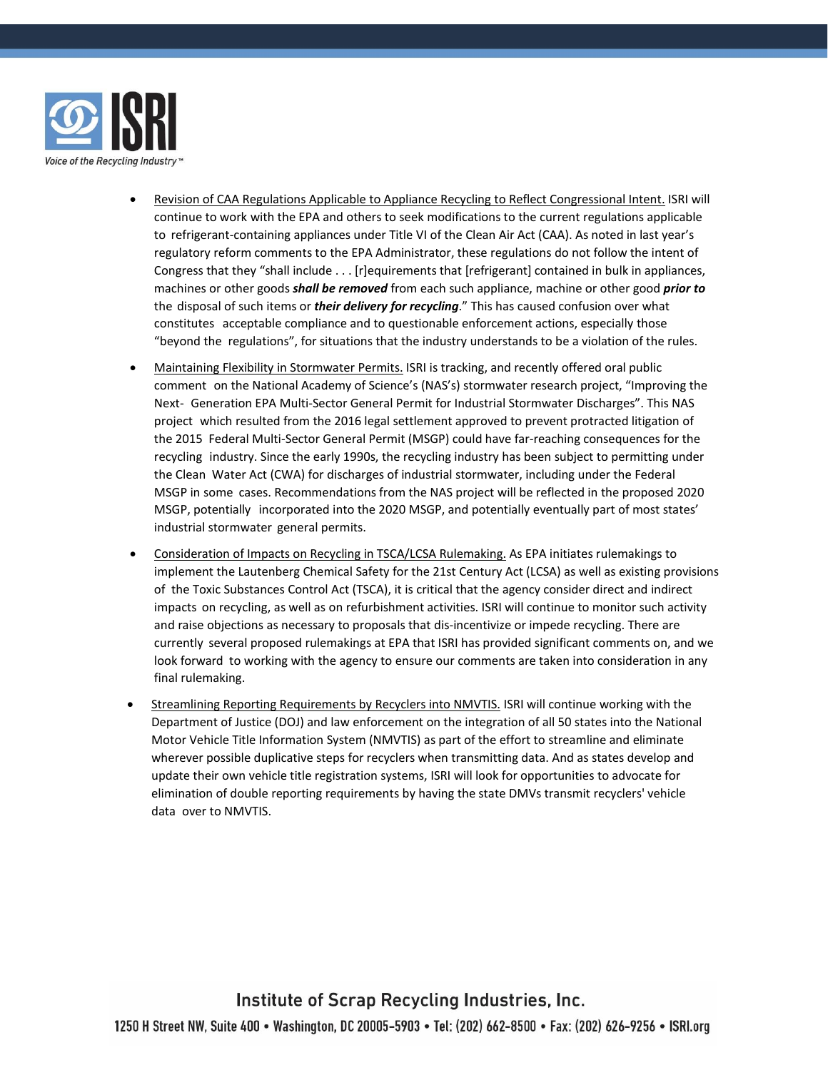- Revision of CAA Regulations Applicable to Appliance Recycling to Reflect Congressional Intent. ISRI will continue to work with the EPA and others to seek modifications to the current regulations applicable to refrigerant-containing appliances under Title VI of the Clean Air Act (CAA). As noted in last year's regulatory reform comments to the EPA Administrator, these regulations do not follow the intent of Congress that they "shall include . . . [r]equirements that [refrigerant] contained in bulk in appliances, machines or other goods ***shall be removed*** from each such appliance, machine or other good ***prior to*** the disposal of such items or ***their delivery for recycling***." This has caused confusion over what constitutes acceptable compliance and to questionable enforcement actions, especially those "beyond the regulations", for situations that the industry understands to be a violation of the rules.

- Maintaining Flexibility in Stormwater Permits. ISRI is tracking, and recently offered oral public comment on the National Academy of Science's (NAS's) stormwater research project, "Improving the Next- Generation EPA Multi-Sector General Permit for Industrial Stormwater Discharges". This NAS project which resulted from the 2016 legal settlement approved to prevent protracted litigation of the 2015 Federal Multi-Sector General Permit (MSGP) could have far-reaching consequences for the recycling industry. Since the early 1990s, the recycling industry has been subject to permitting under the Clean Water Act (CWA) for discharges of industrial stormwater, including under the Federal MSGP in some cases. Recommendations from the NAS project will be reflected in the proposed 2020 MSGP, potentially incorporated into the 2020 MSGP, and potentially eventually part of most states' industrial stormwater general permits.

- Consideration of Impacts on Recycling in TSCA/LCSA Rulemaking. As EPA initiates rulemakings to implement the Lautenberg Chemical Safety for the 21st Century Act (LCSA) as well as existing provisions of the Toxic Substances Control Act (TSCA), it is critical that the agency consider direct and indirect impacts on recycling, as well as on refurbishment activities. ISRI will continue to monitor such activity and raise objections as necessary to proposals that dis-incentivize or impede recycling. There are currently several proposed rulemakings at EPA that ISRI has provided significant comments on, and we look forward to working with the agency to ensure our comments are taken into consideration in any final rulemaking.

- Streamlining Reporting Requirements by Recyclers into NMVTIS. ISRI will continue working with the Department of Justice (DOJ) and law enforcement on the integration of all 50 states into the National Motor Vehicle Title Information System (NMVTIS) as part of the effort to streamline and eliminate wherever possible duplicative steps for recyclers when transmitting data. And as states develop and update their own vehicle title registration systems, ISRI will look for opportunities to advocate for elimination of double reporting requirements by having the state DMVs transmit recyclers' vehicle data over to NMVTIS.